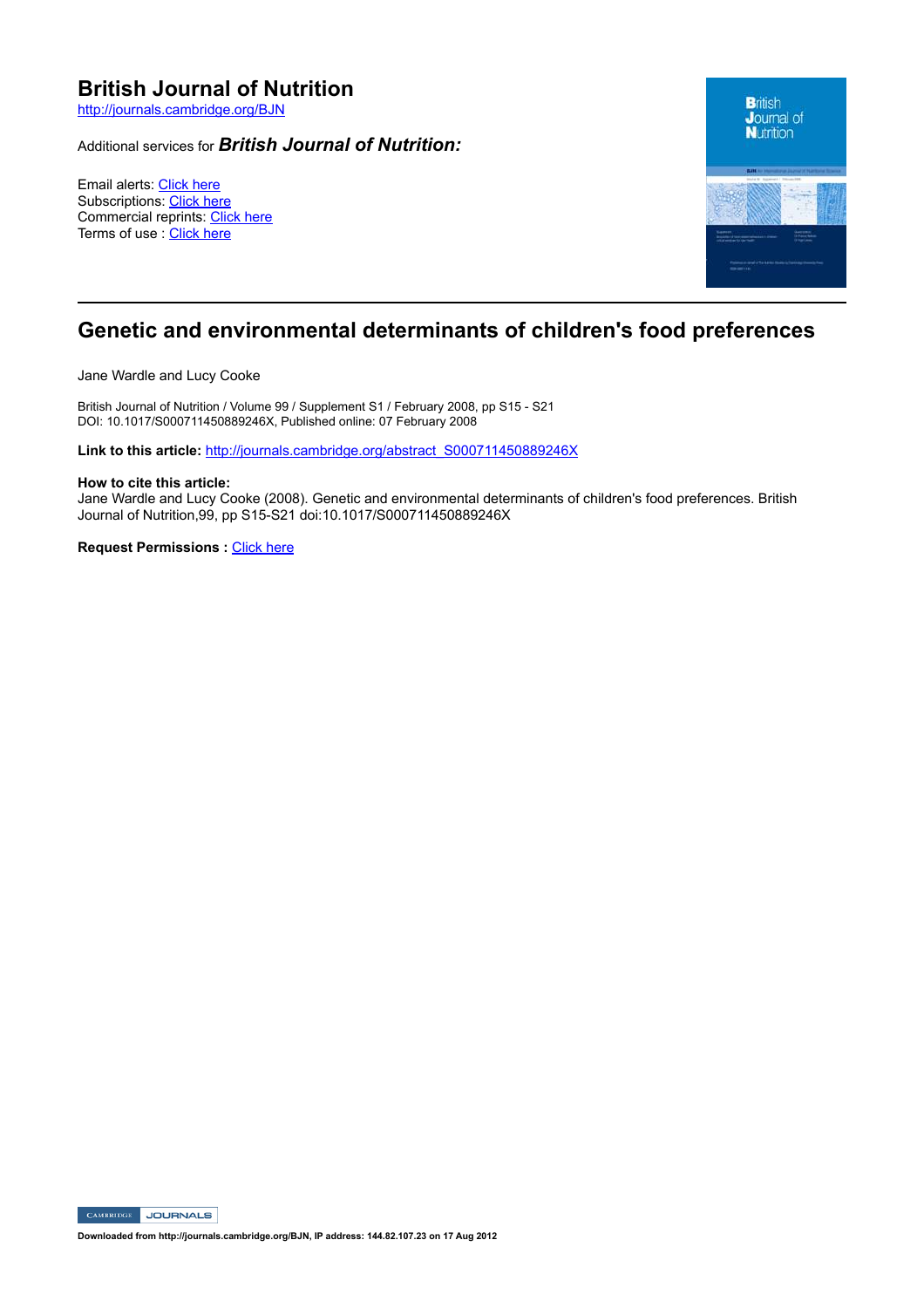# British Journal of Nutrition

http://journals.cambridge.org/BJN

Additional services for ***British Journal of Nutrition:***

Email alerts: Click here
Subscriptions: Click here
Commercial reprints: Click here
Terms of use : Click here

## Genetic and environmental determinants of children's food preferences

Jane Wardle and Lucy Cooke

British Journal of Nutrition / Volume 99 / Supplement S1 / February 2008, pp S15 - S21
DOI: 10.1017/S000711450889246X, Published online: 07 February 2008

**Link to this article:** http://journals.cambridge.org/abstract_S000711450889246X

**How to cite this article:**
Jane Wardle and Lucy Cooke (2008). Genetic and environmental determinants of children's food preferences. British Journal of Nutrition,99, pp S15-S21 doi:10.1017/S000711450889246X

**Request Permissions :** Click here

**Downloaded from http://journals.cambridge.org/BJN, IP address: 144.82.107.23 on 17 Aug 2012**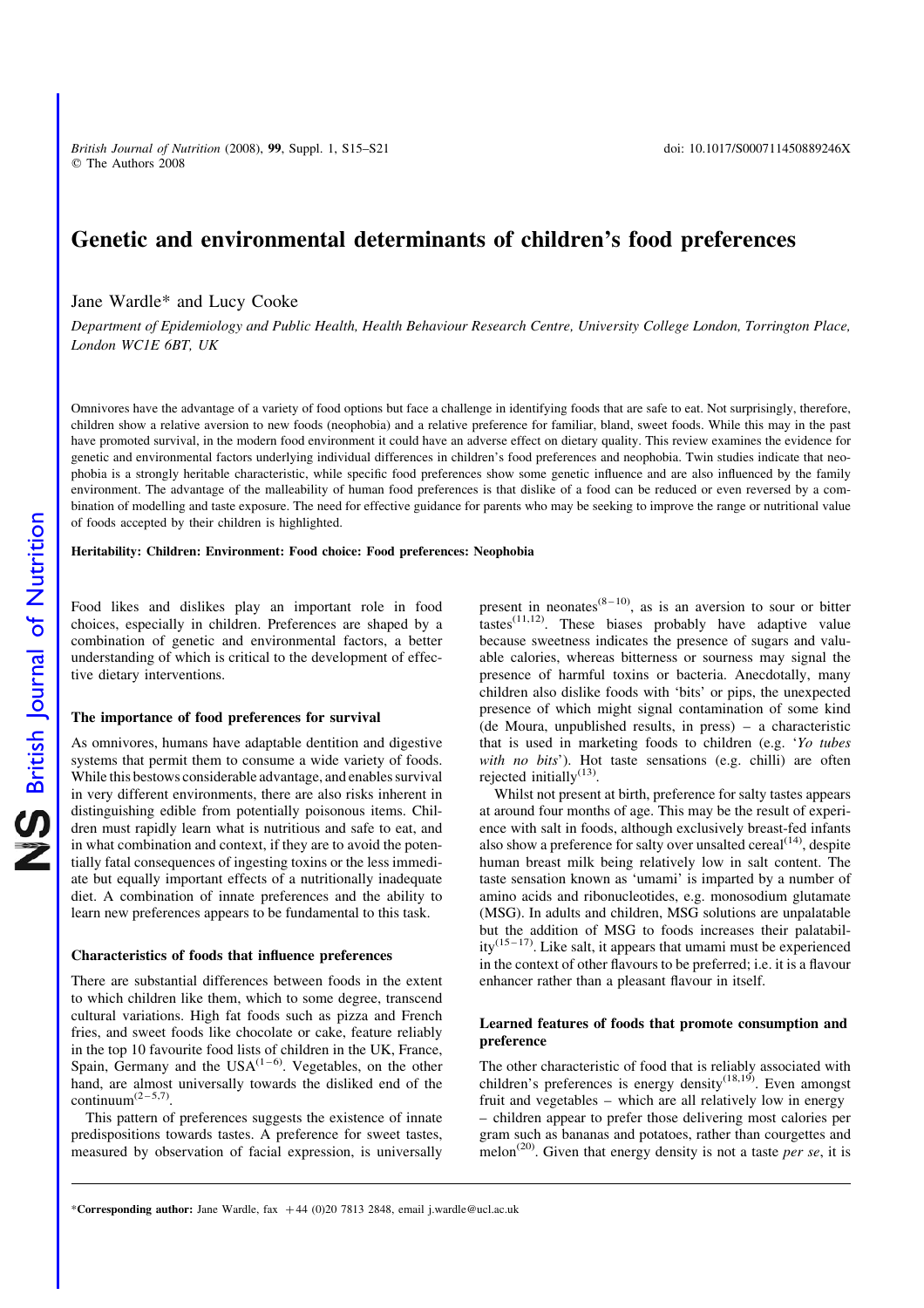# Genetic and environmental determinants of children's food preferences

Jane Wardle* and Lucy Cooke

*Department of Epidemiology and Public Health, Health Behaviour Research Centre, University College London, Torrington Place, London WC1E 6BT, UK*

Omnivores have the advantage of a variety of food options but face a challenge in identifying foods that are safe to eat. Not surprisingly, therefore, children show a relative aversion to new foods (neophobia) and a relative preference for familiar, bland, sweet foods. While this may in the past have promoted survival, in the modern food environment it could have an adverse effect on dietary quality. This review examines the evidence for genetic and environmental factors underlying individual differences in children's food preferences and neophobia. Twin studies indicate that neophobia is a strongly heritable characteristic, while specific food preferences show some genetic influence and are also influenced by the family environment. The advantage of the malleability of human food preferences is that dislike of a food can be reduced or even reversed by a combination of modelling and taste exposure. The need for effective guidance for parents who may be seeking to improve the range or nutritional value of foods accepted by their children is highlighted.

**Heritability: Children: Environment: Food choice: Food preferences: Neophobia**

Food likes and dislikes play an important role in food choices, especially in children. Preferences are shaped by a combination of genetic and environmental factors, a better understanding of which is critical to the development of effective dietary interventions.

### The importance of food preferences for survival

As omnivores, humans have adaptable dentition and digestive systems that permit them to consume a wide variety of foods. While this bestows considerable advantage, and enables survival in very different environments, there are also risks inherent in distinguishing edible from potentially poisonous items. Children must rapidly learn what is nutritious and safe to eat, and in what combination and context, if they are to avoid the potentially fatal consequences of ingesting toxins or the less immediate but equally important effects of a nutritionally inadequate diet. A combination of innate preferences and the ability to learn new preferences appears to be fundamental to this task.

### Characteristics of foods that influence preferences

There are substantial differences between foods in the extent to which children like them, which to some degree, transcend cultural variations. High fat foods such as pizza and French fries, and sweet foods like chocolate or cake, feature reliably in the top 10 favourite food lists of children in the UK, France, Spain, Germany and the USA[1–6]. Vegetables, on the other hand, are almost universally towards the disliked end of the continuum[2–5,7].

This pattern of preferences suggests the existence of innate predispositions towards tastes. A preference for sweet tastes, measured by observation of facial expression, is universally present in neonates[8–10], as is an aversion to sour or bitter tastes[11,12]. These biases probably have adaptive value because sweetness indicates the presence of sugars and valuable calories, whereas bitterness or sourness may signal the presence of harmful toxins or bacteria. Anecdotally, many children also dislike foods with 'bits' or pips, the unexpected presence of which might signal contamination of some kind (de Moura, unpublished results, in press) – a characteristic that is used in marketing foods to children (e.g. '*Yo tubes with no bits*'). Hot taste sensations (e.g. chilli) are often rejected initially[13].

Whilst not present at birth, preference for salty tastes appears at around four months of age. This may be the result of experience with salt in foods, although exclusively breast-fed infants also show a preference for salty over unsalted cereal[14], despite human breast milk being relatively low in salt content. The taste sensation known as 'umami' is imparted by a number of amino acids and ribonucleotides, e.g. monosodium glutamate (MSG). In adults and children, MSG solutions are unpalatable but the addition of MSG to foods increases their palatability[15–17]. Like salt, it appears that umami must be experienced in the context of other flavours to be preferred; i.e. it is a flavour enhancer rather than a pleasant flavour in itself.

### Learned features of foods that promote consumption and preference

The other characteristic of food that is reliably associated with children's preferences is energy density[18,19]. Even amongst fruit and vegetables – which are all relatively low in energy – children appear to prefer those delivering most calories per gram such as bananas and potatoes, rather than courgettes and melon[20]. Given that energy density is not a taste *per se*, it is

*Corresponding author: Jane Wardle, fax +44 (0)20 7813 2848, email j.wardle@ucl.ac.uk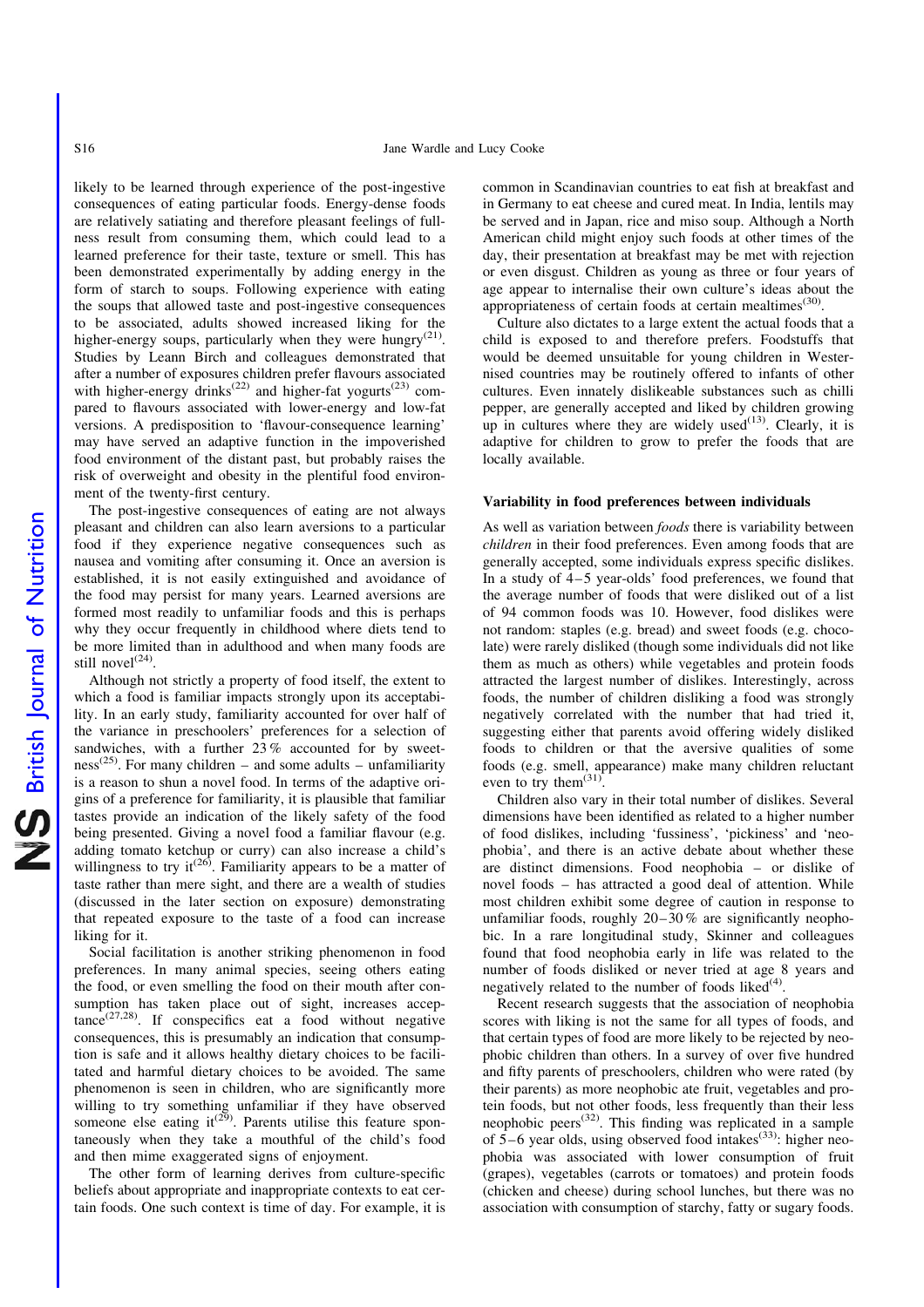likely to be learned through experience of the post-ingestive consequences of eating particular foods. Energy-dense foods are relatively satiating and therefore pleasant feelings of fullness result from consuming them, which could lead to a learned preference for their taste, texture or smell. This has been demonstrated experimentally by adding energy in the form of starch to soups. Following experience with eating the soups that allowed taste and post-ingestive consequences to be associated, adults showed increased liking for the higher-energy soups, particularly when they were hungry[21]. Studies by Leann Birch and colleagues demonstrated that after a number of exposures children prefer flavours associated with higher-energy drinks[22] and higher-fat yogurts[23] compared to flavours associated with lower-energy and low-fat versions. A predisposition to 'flavour-consequence learning' may have served an adaptive function in the impoverished food environment of the distant past, but probably raises the risk of overweight and obesity in the plentiful food environment of the twenty-first century.

The post-ingestive consequences of eating are not always pleasant and children can also learn aversions to a particular food if they experience negative consequences such as nausea and vomiting after consuming it. Once an aversion is established, it is not easily extinguished and avoidance of the food may persist for many years. Learned aversions are formed most readily to unfamiliar foods and this is perhaps why they occur frequently in childhood where diets tend to be more limited than in adulthood and when many foods are still novel[24].

Although not strictly a property of food itself, the extent to which a food is familiar impacts strongly upon its acceptability. In an early study, familiarity accounted for over half of the variance in preschoolers' preferences for a selection of sandwiches, with a further 23 % accounted for by sweetness[25]. For many children – and some adults – unfamiliarity is a reason to shun a novel food. In terms of the adaptive origins of a preference for familiarity, it is plausible that familiar tastes provide an indication of the likely safety of the food being presented. Giving a novel food a familiar flavour (e.g. adding tomato ketchup or curry) can also increase a child's willingness to try it[26]. Familiarity appears to be a matter of taste rather than mere sight, and there are a wealth of studies (discussed in the later section on exposure) demonstrating that repeated exposure to the taste of a food can increase liking for it.

Social facilitation is another striking phenomenon in food preferences. In many animal species, seeing others eating the food, or even smelling the food on their mouth after consumption has taken place out of sight, increases acceptance[27,28]. If conspecifics eat a food without negative consequences, this is presumably an indication that consumption is safe and it allows healthy dietary choices to be facilitated and harmful dietary choices to be avoided. The same phenomenon is seen in children, who are significantly more willing to try something unfamiliar if they have observed someone else eating it[29]. Parents utilise this feature spontaneously when they take a mouthful of the child's food and then mime exaggerated signs of enjoyment.

The other form of learning derives from culture-specific beliefs about appropriate and inappropriate contexts to eat certain foods. One such context is time of day. For example, it is common in Scandinavian countries to eat fish at breakfast and in Germany to eat cheese and cured meat. In India, lentils may be served and in Japan, rice and miso soup. Although a North American child might enjoy such foods at other times of the day, their presentation at breakfast may be met with rejection or even disgust. Children as young as three or four years of age appear to internalise their own culture's ideas about the appropriateness of certain foods at certain mealtimes[30].

Culture also dictates to a large extent the actual foods that a child is exposed to and therefore prefers. Foodstuffs that would be deemed unsuitable for young children in Westernised countries may be routinely offered to infants of other cultures. Even innately dislikeable substances such as chilli pepper, are generally accepted and liked by children growing up in cultures where they are widely used[13]. Clearly, it is adaptive for children to grow to prefer the foods that are locally available.

## Variability in food preferences between individuals

As well as variation between *foods* there is variability between *children* in their food preferences. Even among foods that are generally accepted, some individuals express specific dislikes. In a study of 4–5 year-olds' food preferences, we found that the average number of foods that were disliked out of a list of 94 common foods was 10. However, food dislikes were not random: staples (e.g. bread) and sweet foods (e.g. chocolate) were rarely disliked (though some individuals did not like them as much as others) while vegetables and protein foods attracted the largest number of dislikes. Interestingly, across foods, the number of children disliking a food was strongly negatively correlated with the number that had tried it, suggesting either that parents avoid offering widely disliked foods to children or that the aversive qualities of some foods (e.g. smell, appearance) make many children reluctant even to try them[31].

Children also vary in their total number of dislikes. Several dimensions have been identified as related to a higher number of food dislikes, including 'fussiness', 'pickiness' and 'neophobia', and there is an active debate about whether these are distinct dimensions. Food neophobia – or dislike of novel foods – has attracted a good deal of attention. While most children exhibit some degree of caution in response to unfamiliar foods, roughly 20–30 % are significantly neophobic. In a rare longitudinal study, Skinner and colleagues found that food neophobia early in life was related to the number of foods disliked or never tried at age 8 years and negatively related to the number of foods liked[4].

Recent research suggests that the association of neophobia scores with liking is not the same for all types of foods, and that certain types of food are more likely to be rejected by neophobic children than others. In a survey of over five hundred and fifty parents of preschoolers, children who were rated (by their parents) as more neophobic ate fruit, vegetables and protein foods, but not other foods, less frequently than their less neophobic peers[32]. This finding was replicated in a sample of 5–6 year olds, using observed food intakes[33]: higher neophobia was associated with lower consumption of fruit (grapes), vegetables (carrots or tomatoes) and protein foods (chicken and cheese) during school lunches, but there was no association with consumption of starchy, fatty or sugary foods.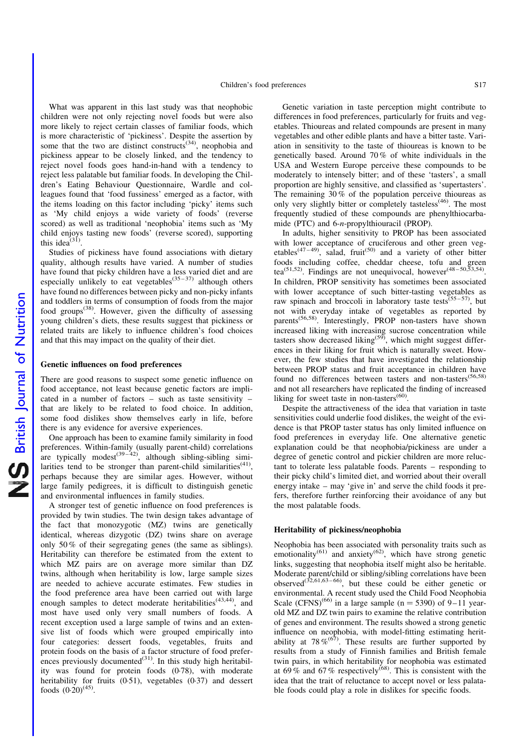What was apparent in this last study was that neophobic children were not only rejecting novel foods but were also more likely to reject certain classes of familiar foods, which is more characteristic of 'pickiness'. Despite the assertion by some that the two are distinct constructs[34], neophobia and pickiness appear to be closely linked, and the tendency to reject novel foods goes hand-in-hand with a tendency to reject less palatable but familiar foods. In developing the Children's Eating Behaviour Questionnaire, Wardle and colleagues found that 'food fussiness' emerged as a factor, with the items loading on this factor including 'picky' items such as 'My child enjoys a wide variety of foods' (reverse scored) as well as traditional 'neophobia' items such as 'My child enjoys tasting new foods' (reverse scored), supporting this idea[31].

Studies of pickiness have found associations with dietary quality, although results have varied. A number of studies have found that picky children have a less varied diet and are especially unlikely to eat vegetables[35–37] although others have found no differences between picky and non-picky infants and toddlers in terms of consumption of foods from the major food groups[38]. However, given the difficulty of assessing young children's diets, these results suggest that pickiness or related traits are likely to influence children's food choices and that this may impact on the quality of their diet.

## Genetic influences on food preferences

There are good reasons to suspect some genetic influence on food acceptance, not least because genetic factors are implicated in a number of factors – such as taste sensitivity – that are likely to be related to food choice. In addition, some food dislikes show themselves early in life, before there is any evidence for aversive experiences.

One approach has been to examine family similarity in food preferences. Within-family (usually parent-child) correlations are typically modest[39–42], although sibling-sibling similarities tend to be stronger than parent-child similarities[41], perhaps because they are similar ages. However, without large family pedigrees, it is difficult to distinguish genetic and environmental influences in family studies.

A stronger test of genetic influence on food preferences is provided by twin studies. The twin design takes advantage of the fact that monozygotic (MZ) twins are genetically identical, whereas dizygotic (DZ) twins share on average only 50 % of their segregating genes (the same as siblings). Heritability can therefore be estimated from the extent to which MZ pairs are on average more similar than DZ twins, although when heritability is low, large sample sizes are needed to achieve accurate estimates. Few studies in the food preference area have been carried out with large enough samples to detect moderate heritabilities[43,44], and most have used only very small numbers of foods. A recent exception used a large sample of twins and an extensive list of foods which were grouped empirically into four categories: dessert foods, vegetables, fruits and protein foods on the basis of a factor structure of food preferences previously documented[31]. In this study high heritability was found for protein foods (0·78), with moderate heritability for fruits (0·51), vegetables (0·37) and dessert foods (0·20)[45].

Genetic variation in taste perception might contribute to differences in food preferences, particularly for fruits and vegetables. Thioureas and related compounds are present in many vegetables and other edible plants and have a bitter taste. Variation in sensitivity to the taste of thioureas is known to be genetically based. Around 70 % of white individuals in the USA and Western Europe perceive these compounds to be moderately to intensely bitter; and of these 'tasters', a small proportion are highly sensitive, and classified as 'supertasters'. The remaining 30 % of the population perceive thioureas as only very slightly bitter or completely tasteless[46]. The most frequently studied of these compounds are phenylthiocarbamide (PTC) and 6-*n*-propylthiouracil (PROP).

In adults, higher sensitivity to PROP has been associated with lower acceptance of cruciferous and other green vegetables[47–49], salad, fruit[50] and a variety of other bitter foods including coffee, cheddar cheese, tofu and green tea[51,52]. Findings are not unequivocal, however[48–50,53,54]. In children, PROP sensitivity has sometimes been associated with lower acceptance of such bitter-tasting vegetables as raw spinach and broccoli in laboratory taste tests[55–57], but not with everyday intake of vegetables as reported by parents[56,58]. Interestingly, PROP non-tasters have shown increased liking with increasing sucrose concentration while tasters show decreased liking[59], which might suggest differences in their liking for fruit which is naturally sweet. However, the few studies that have investigated the relationship between PROP status and fruit acceptance in children have found no differences between tasters and non-tasters[56,58] and not all researchers have replicated the finding of increased liking for sweet taste in non-tasters[60].

Despite the attractiveness of the idea that variation in taste sensitivities could underlie food dislikes, the weight of the evidence is that PROP taster status has only limited influence on food preferences in everyday life. One alternative genetic explanation could be that neophobia/pickiness are under a degree of genetic control and pickier children are more reluctant to tolerate less palatable foods. Parents – responding to their picky child's limited diet, and worried about their overall energy intake – may 'give in' and serve the child foods it prefers, therefore further reinforcing their avoidance of any but the most palatable foods.

## Heritability of pickiness/neophobia

Neophobia has been associated with personality traits such as emotionality[61] and anxiety[62], which have strong genetic links, suggesting that neophobia itself might also be heritable. Moderate parent/child or sibling/sibling correlations have been observed[32,61,63–66], but these could be either genetic or environmental. A recent study used the Child Food Neophobia Scale (CFNS)[66] in a large sample ($n = 5390$) of 9–11 year-old MZ and DZ twin pairs to examine the relative contribution of genes and environment. The results showed a strong genetic influence on neophobia, with model-fitting estimating heritability at 78 %[67]. These results are further supported by results from a study of Finnish families and British female twin pairs, in which heritability for neophobia was estimated at 69 % and 67 % respectively[68]. This is consistent with the idea that the trait of reluctance to accept novel or less palatable foods could play a role in dislikes for specific foods.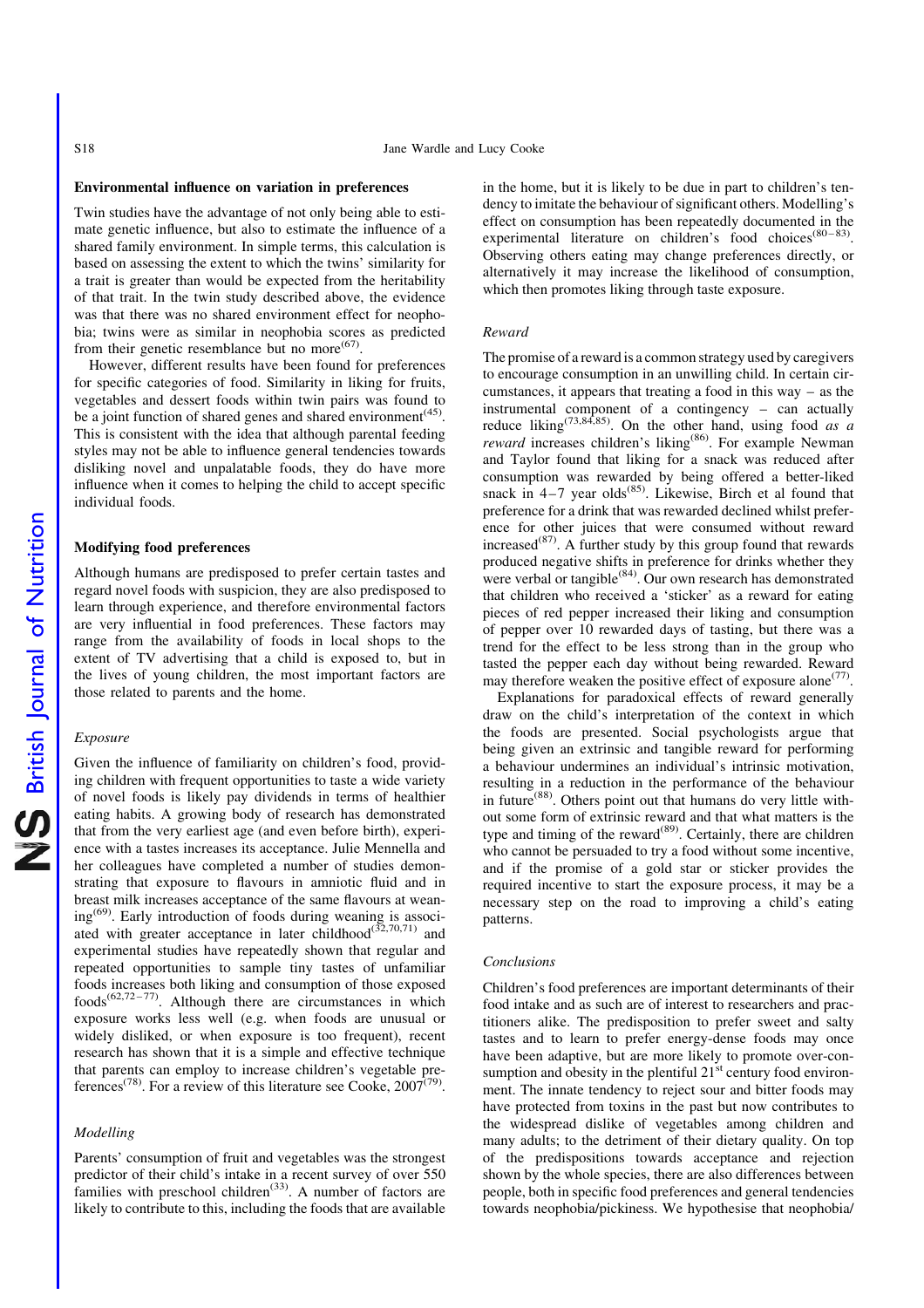## Environmental influence on variation in preferences

Twin studies have the advantage of not only being able to estimate genetic influence, but also to estimate the influence of a shared family environment. In simple terms, this calculation is based on assessing the extent to which the twins' similarity for a trait is greater than would be expected from the heritability of that trait. In the twin study described above, the evidence was that there was no shared environment effect for neophobia; twins were as similar in neophobia scores as predicted from their genetic resemblance but no more[67].

However, different results have been found for preferences for specific categories of food. Similarity in liking for fruits, vegetables and dessert foods within twin pairs was found to be a joint function of shared genes and shared environment[45]. This is consistent with the idea that although parental feeding styles may not be able to influence general tendencies towards disliking novel and unpalatable foods, they do have more influence when it comes to helping the child to accept specific individual foods.

## Modifying food preferences

Although humans are predisposed to prefer certain tastes and regard novel foods with suspicion, they are also predisposed to learn through experience, and therefore environmental factors are very influential in food preferences. These factors may range from the availability of foods in local shops to the extent of TV advertising that a child is exposed to, but in the lives of young children, the most important factors are those related to parents and the home.

### *Exposure*

Given the influence of familiarity on children's food, providing children with frequent opportunities to taste a wide variety of novel foods is likely pay dividends in terms of healthier eating habits. A growing body of research has demonstrated that from the very earliest age (and even before birth), experience with a tastes increases its acceptance. Julie Mennella and her colleagues have completed a number of studies demonstrating that exposure to flavours in amniotic fluid and in breast milk increases acceptance of the same flavours at weaning[69]. Early introduction of foods during weaning is associated with greater acceptance in later childhood[32,70,71] and experimental studies have repeatedly shown that regular and repeated opportunities to sample tiny tastes of unfamiliar foods increases both liking and consumption of those exposed foods[62,72–77]. Although there are circumstances in which exposure works less well (e.g. when foods are unusual or widely disliked, or when exposure is too frequent), recent research has shown that it is a simple and effective technique that parents can employ to increase children's vegetable preferences[78]. For a review of this literature see Cooke, 2007[79].

### *Modelling*

Parents' consumption of fruit and vegetables was the strongest predictor of their child's intake in a recent survey of over 550 families with preschool children[33]. A number of factors are likely to contribute to this, including the foods that are available in the home, but it is likely to be due in part to children's tendency to imitate the behaviour of significant others. Modelling's effect on consumption has been repeatedly documented in the experimental literature on children's food choices[80–83]. Observing others eating may change preferences directly, or alternatively it may increase the likelihood of consumption, which then promotes liking through taste exposure.

### *Reward*

The promise of a reward is a common strategy used by caregivers to encourage consumption in an unwilling child. In certain circumstances, it appears that treating a food in this way – as the instrumental component of a contingency – can actually reduce liking[73,84,85]. On the other hand, using food *as a reward* increases children's liking[86]. For example Newman and Taylor found that liking for a snack was reduced after consumption was rewarded by being offered a better-liked snack in 4–7 year olds[85]. Likewise, Birch et al found that preference for a drink that was rewarded declined whilst preference for other juices that were consumed without reward increased[87]. A further study by this group found that rewards produced negative shifts in preference for drinks whether they were verbal or tangible[84]. Our own research has demonstrated that children who received a 'sticker' as a reward for eating pieces of red pepper increased their liking and consumption of pepper over 10 rewarded days of tasting, but there was a trend for the effect to be less strong than in the group who tasted the pepper each day without being rewarded. Reward may therefore weaken the positive effect of exposure alone[77].

Explanations for paradoxical effects of reward generally draw on the child's interpretation of the context in which the foods are presented. Social psychologists argue that being given an extrinsic and tangible reward for performing a behaviour undermines an individual's intrinsic motivation, resulting in a reduction in the performance of the behaviour in future[88]. Others point out that humans do very little without some form of extrinsic reward and that what matters is the type and timing of the reward[89]. Certainly, there are children who cannot be persuaded to try a food without some incentive, and if the promise of a gold star or sticker provides the required incentive to start the exposure process, it may be a necessary step on the road to improving a child's eating patterns.

### *Conclusions*

Children's food preferences are important determinants of their food intake and as such are of interest to researchers and practitioners alike. The predisposition to prefer sweet and salty tastes and to learn to prefer energy-dense foods may once have been adaptive, but are more likely to promote over-consumption and obesity in the plentiful 21st century food environment. The innate tendency to reject sour and bitter foods may have protected from toxins in the past but now contributes to the widespread dislike of vegetables among children and many adults; to the detriment of their dietary quality. On top of the predispositions towards acceptance and rejection shown by the whole species, there are also differences between people, both in specific food preferences and general tendencies towards neophobia/pickiness. We hypothesise that neophobia/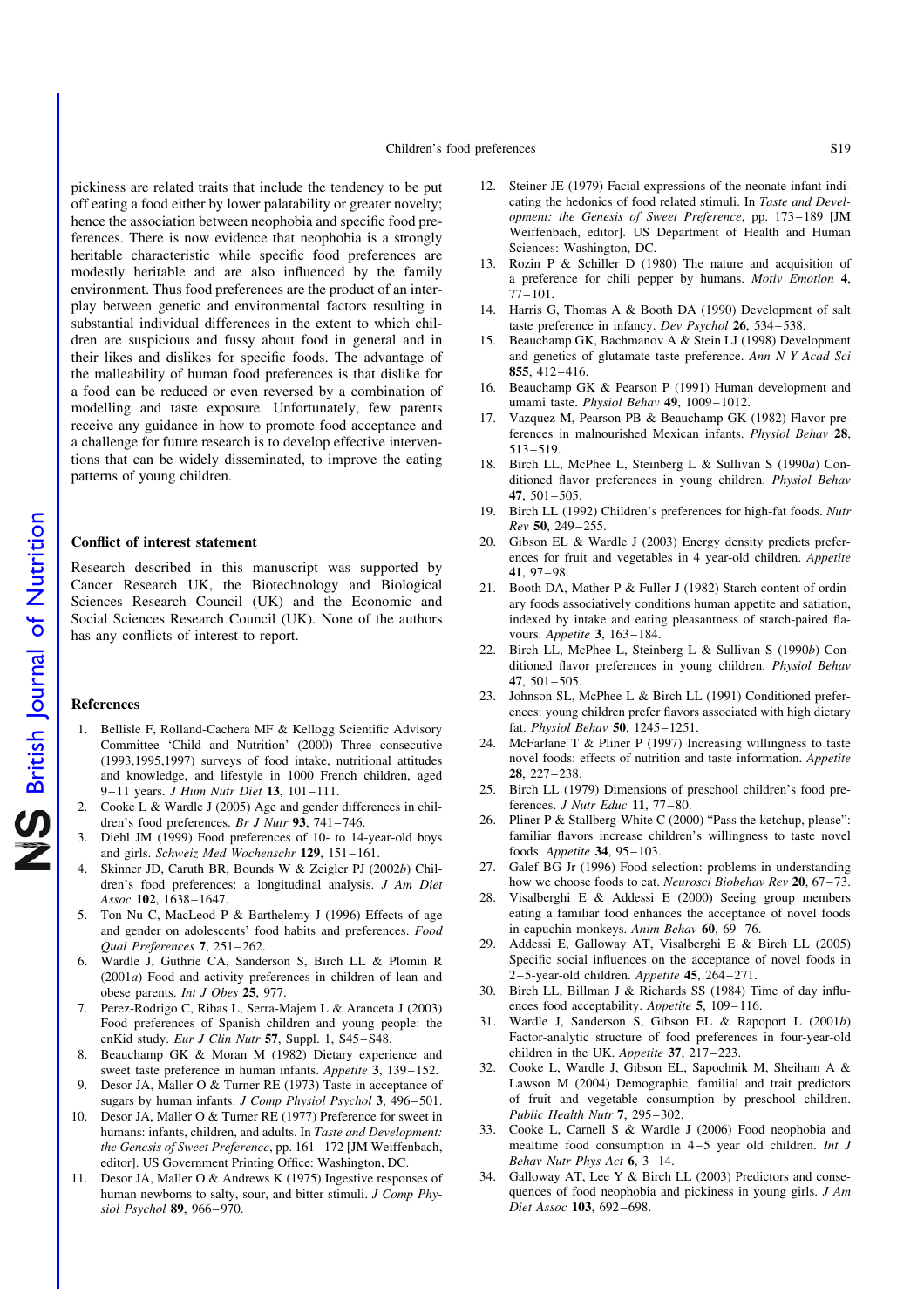pickiness are related traits that include the tendency to be put off eating a food either by lower palatability or greater novelty; hence the association between neophobia and specific food preferences. There is now evidence that neophobia is a strongly heritable characteristic while specific food preferences are modestly heritable and are also influenced by the family environment. Thus food preferences are the product of an interplay between genetic and environmental factors resulting in substantial individual differences in the extent to which children are suspicious and fussy about food in general and in their likes and dislikes for specific foods. The advantage of the malleability of human food preferences is that dislike for a food can be reduced or even reversed by a combination of modelling and taste exposure. Unfortunately, few parents receive any guidance in how to promote food acceptance and a challenge for future research is to develop effective interventions that can be widely disseminated, to improve the eating patterns of young children.

## Conflict of interest statement

Research described in this manuscript was supported by Cancer Research UK, the Biotechnology and Biological Sciences Research Council (UK) and the Economic and Social Sciences Research Council (UK). None of the authors has any conflicts of interest to report.

## References

1. Bellisle F, Rolland-Cachera MF & Kellogg Scientific Advisory Committee 'Child and Nutrition' (2000) Three consecutive (1993,1995,1997) surveys of food intake, nutritional attitudes and knowledge, and lifestyle in 1000 French children, aged 9–11 years. *J Hum Nutr Diet* **13**, 101–111.
2. Cooke L & Wardle J (2005) Age and gender differences in children's food preferences. *Br J Nutr* **93**, 741–746.
3. Diehl JM (1999) Food preferences of 10- to 14-year-old boys and girls. *Schweiz Med Wochenschr* **129**, 151–161.
4. Skinner JD, Caruth BR, Bounds W & Zeigler PJ (2002*b*) Children's food preferences: a longitudinal analysis. *J Am Diet Assoc* **102**, 1638–1647.
5. Ton Nu C, MacLeod P & Barthelemy J (1996) Effects of age and gender on adolescents' food habits and preferences. *Food Qual Preferences* **7**, 251–262.
6. Wardle J, Guthrie CA, Sanderson S, Birch LL & Plomin R (2001*a*) Food and activity preferences in children of lean and obese parents. *Int J Obes* **25**, 977.
7. Perez-Rodrigo C, Ribas L, Serra-Majem L & Aranceta J (2003) Food preferences of Spanish children and young people: the enKid study. *Eur J Clin Nutr* **57**, Suppl. 1, S45–S48.
8. Beauchamp GK & Moran M (1982) Dietary experience and sweet taste preference in human infants. *Appetite* **3**, 139–152.
9. Desor JA, Maller O & Turner RE (1973) Taste in acceptance of sugars by human infants. *J Comp Physiol Psychol* **3**, 496–501.
10. Desor JA, Maller O & Turner RE (1977) Preference for sweet in humans: infants, children, and adults. In *Taste and Development: the Genesis of Sweet Preference*, pp. 161–172 [JM Weiffenbach, editor]. US Government Printing Office: Washington, DC.
11. Desor JA, Maller O & Andrews K (1975) Ingestive responses of human newborns to salty, sour, and bitter stimuli. *J Comp Physiol Psychol* **89**, 966–970.
12. Steiner JE (1979) Facial expressions of the neonate infant indicating the hedonics of food related stimuli. In *Taste and Development: the Genesis of Sweet Preference*, pp. 173–189 [JM Weiffenbach, editor]. US Department of Health and Human Sciences: Washington, DC.
13. Rozin P & Schiller D (1980) The nature and acquisition of a preference for chili pepper by humans. *Motiv Emotion* **4**, 77–101.
14. Harris G, Thomas A & Booth DA (1990) Development of salt taste preference in infancy. *Dev Psychol* **26**, 534–538.
15. Beauchamp GK, Bachmanov A & Stein LJ (1998) Development and genetics of glutamate taste preference. *Ann N Y Acad Sci* **855**, 412–416.
16. Beauchamp GK & Pearson P (1991) Human development and umami taste. *Physiol Behav* **49**, 1009–1012.
17. Vazquez M, Pearson PB & Beauchamp GK (1982) Flavor preferences in malnourished Mexican infants. *Physiol Behav* **28**, 513–519.
18. Birch LL, McPhee L, Steinberg L & Sullivan S (1990*a*) Conditioned flavor preferences in young children. *Physiol Behav* **47**, 501–505.
19. Birch LL (1992) Children's preferences for high-fat foods. *Nutr Rev* **50**, 249–255.
20. Gibson EL & Wardle J (2003) Energy density predicts preferences for fruit and vegetables in 4 year-old children. *Appetite* **41**, 97–98.
21. Booth DA, Mather P & Fuller J (1982) Starch content of ordinary foods associatively conditions human appetite and satiation, indexed by intake and eating pleasantness of starch-paired flavours. *Appetite* **3**, 163–184.
22. Birch LL, McPhee L, Steinberg L & Sullivan S (1990*b*) Conditioned flavor preferences in young children. *Physiol Behav* **47**, 501–505.
23. Johnson SL, McPhee L & Birch LL (1991) Conditioned preferences: young children prefer flavors associated with high dietary fat. *Physiol Behav* **50**, 1245–1251.
24. McFarlane T & Pliner P (1997) Increasing willingness to taste novel foods: effects of nutrition and taste information. *Appetite* **28**, 227–238.
25. Birch LL (1979) Dimensions of preschool children's food preferences. *J Nutr Educ* **11**, 77–80.
26. Pliner P & Stallberg-White C (2000) "Pass the ketchup, please": familiar flavors increase children's willingness to taste novel foods. *Appetite* **34**, 95–103.
27. Galef BG Jr (1996) Food selection: problems in understanding how we choose foods to eat. *Neurosci Biobehav Rev* **20**, 67–73.
28. Visalberghi E & Addessi E (2000) Seeing group members eating a familiar food enhances the acceptance of novel foods in capuchin monkeys. *Anim Behav* **60**, 69–76.
29. Addessi E, Galloway AT, Visalberghi E & Birch LL (2005) Specific social influences on the acceptance of novel foods in 2–5-year-old children. *Appetite* **45**, 264–271.
30. Birch LL, Billman J & Richards SS (1984) Time of day influences food acceptability. *Appetite* **5**, 109–116.
31. Wardle J, Sanderson S, Gibson EL & Rapoport L (2001*b*) Factor-analytic structure of food preferences in four-year-old children in the UK. *Appetite* **37**, 217–223.
32. Cooke L, Wardle J, Gibson EL, Sapochnik M, Sheiham A & Lawson M (2004) Demographic, familial and trait predictors of fruit and vegetable consumption by preschool children. *Public Health Nutr* **7**, 295–302.
33. Cooke L, Carnell S & Wardle J (2006) Food neophobia and mealtime food consumption in 4–5 year old children. *Int J Behav Nutr Phys Act* **6**, 3–14.
34. Galloway AT, Lee Y & Birch LL (2003) Predictors and consequences of food neophobia and pickiness in young girls. *J Am Diet Assoc* **103**, 692–698.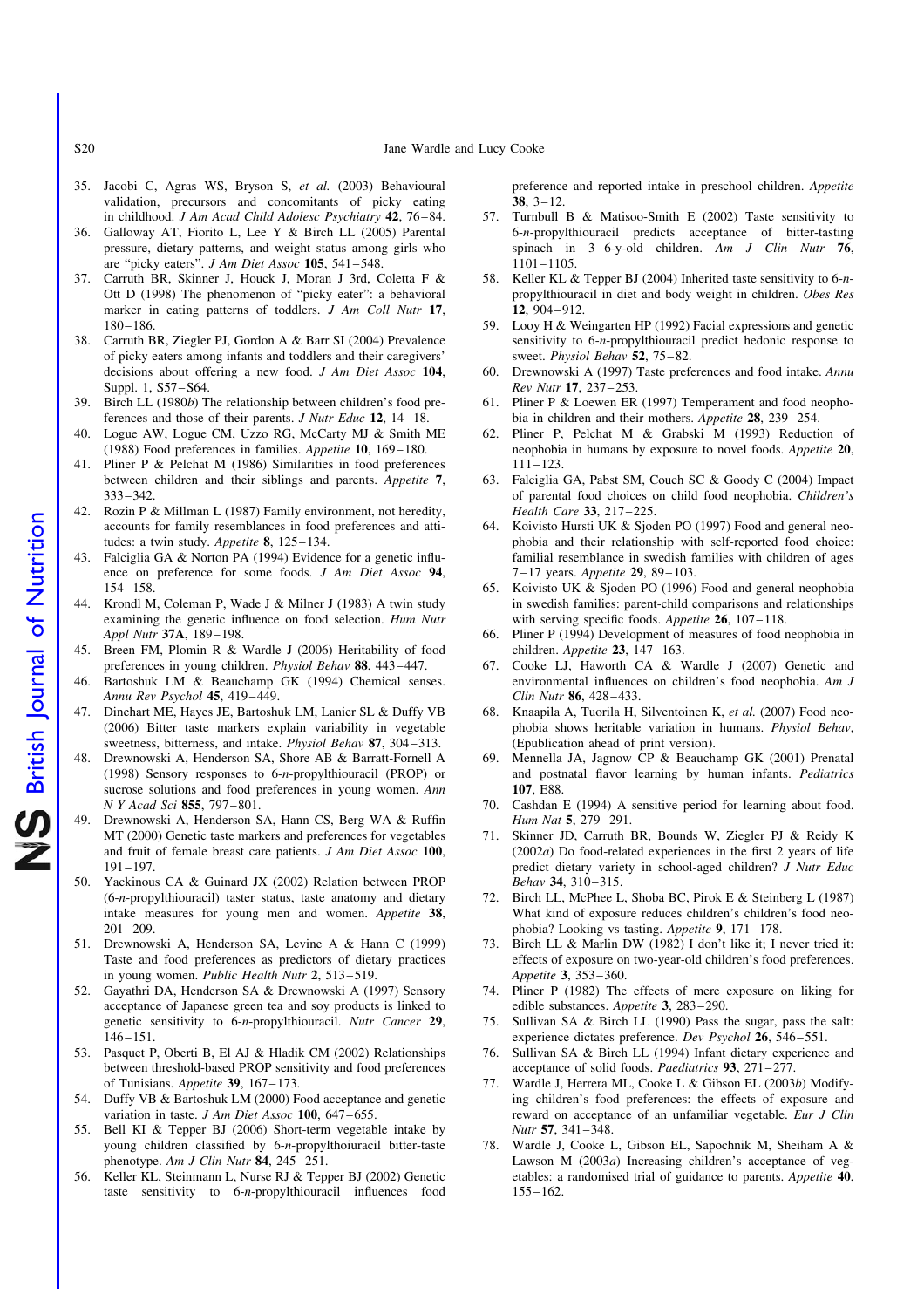35. Jacobi C, Agras WS, Bryson S, *et al.* (2003) Behavioural validation, precursors and concomitants of picky eating in childhood. *J Am Acad Child Adolesc Psychiatry* **42**, 76–84.
36. Galloway AT, Fiorito L, Lee Y & Birch LL (2005) Parental pressure, dietary patterns, and weight status among girls who are "picky eaters". *J Am Diet Assoc* **105**, 541–548.
37. Carruth BR, Skinner J, Houck J, Moran J 3rd, Coletta F & Ott D (1998) The phenomenon of "picky eater": a behavioral marker in eating patterns of toddlers. *J Am Coll Nutr* **17**, 180–186.
38. Carruth BR, Ziegler PJ, Gordon A & Barr SI (2004) Prevalence of picky eaters among infants and toddlers and their caregivers' decisions about offering a new food. *J Am Diet Assoc* **104**, Suppl. 1, S57–S64.
39. Birch LL (1980*b*) The relationship between children's food preferences and those of their parents. *J Nutr Educ* **12**, 14–18.
40. Logue AW, Logue CM, Uzzo RG, McCarty MJ & Smith ME (1988) Food preferences in families. *Appetite* **10**, 169–180.
41. Pliner P & Pelchat M (1986) Similarities in food preferences between children and their siblings and parents. *Appetite* **7**, 333–342.
42. Rozin P & Millman L (1987) Family environment, not heredity, accounts for family resemblances in food preferences and attitudes: a twin study. *Appetite* **8**, 125–134.
43. Falciglia GA & Norton PA (1994) Evidence for a genetic influence on preference for some foods. *J Am Diet Assoc* **94**, 154–158.
44. Krondl M, Coleman P, Wade J & Milner J (1983) A twin study examining the genetic influence on food selection. *Hum Nutr Appl Nutr* **37A**, 189–198.
45. Breen FM, Plomin R & Wardle J (2006) Heritability of food preferences in young children. *Physiol Behav* **88**, 443–447.
46. Bartoshuk LM & Beauchamp GK (1994) Chemical senses. *Annu Rev Psychol* **45**, 419–449.
47. Dinehart ME, Hayes JE, Bartoshuk LM, Lanier SL & Duffy VB (2006) Bitter taste markers explain variability in vegetable sweetness, bitterness, and intake. *Physiol Behav* **87**, 304–313.
48. Drewnowski A, Henderson SA, Shore AB & Barratt-Fornell A (1998) Sensory responses to 6-*n*-propylthiouracil (PROP) or sucrose solutions and food preferences in young women. *Ann N Y Acad Sci* **855**, 797–801.
49. Drewnowski A, Henderson SA, Hann CS, Berg WA & Ruffin MT (2000) Genetic taste markers and preferences for vegetables and fruit of female breast care patients. *J Am Diet Assoc* **100**, 191–197.
50. Yackinous CA & Guinard JX (2002) Relation between PROP (6-*n*-propylthiouracil) taster status, taste anatomy and dietary intake measures for young men and women. *Appetite* **38**, 201–209.
51. Drewnowski A, Henderson SA, Levine A & Hann C (1999) Taste and food preferences as predictors of dietary practices in young women. *Public Health Nutr* **2**, 513–519.
52. Gayathri DA, Henderson SA & Drewnowski A (1997) Sensory acceptance of Japanese green tea and soy products is linked to genetic sensitivity to 6-*n*-propylthiouracil. *Nutr Cancer* **29**, 146–151.
53. Pasquet P, Oberti B, El AJ & Hladik CM (2002) Relationships between threshold-based PROP sensitivity and food preferences of Tunisians. *Appetite* **39**, 167–173.
54. Duffy VB & Bartoshuk LM (2000) Food acceptance and genetic variation in taste. *J Am Diet Assoc* **100**, 647–655.
55. Bell KI & Tepper BJ (2006) Short-term vegetable intake by young children classified by 6-*n*-propylthiouracil bitter-taste phenotype. *Am J Clin Nutr* **84**, 245–251.
56. Keller KL, Steinmann L, Nurse RJ & Tepper BJ (2002) Genetic taste sensitivity to 6-*n*-propylthiouracil influences food preference and reported intake in preschool children. *Appetite* **38**, 3–12.
57. Turnbull B & Matisoo-Smith E (2002) Taste sensitivity to 6-*n*-propylthiouracil predicts acceptance of bitter-tasting spinach in 3–6-y-old children. *Am J Clin Nutr* **76**, 1101–1105.
58. Keller KL & Tepper BJ (2004) Inherited taste sensitivity to 6-*n*-propylthiouracil in diet and body weight in children. *Obes Res* **12**, 904–912.
59. Looy H & Weingarten HP (1992) Facial expressions and genetic sensitivity to 6-*n*-propylthiouracil predict hedonic response to sweet. *Physiol Behav* **52**, 75–82.
60. Drewnowski A (1997) Taste preferences and food intake. *Annu Rev Nutr* **17**, 237–253.
61. Pliner P & Loewen ER (1997) Temperament and food neophobia in children and their mothers. *Appetite* **28**, 239–254.
62. Pliner P, Pelchat M & Grabski M (1993) Reduction of neophobia in humans by exposure to novel foods. *Appetite* **20**, 111–123.
63. Falciglia GA, Pabst SM, Couch SC & Goody C (2004) Impact of parental food choices on child food neophobia. *Children's Health Care* **33**, 217–225.
64. Koivisto Hursti UK & Sjoden PO (1997) Food and general neophobia and their relationship with self-reported food choice: familial resemblance in swedish families with children of ages 7–17 years. *Appetite* **29**, 89–103.
65. Koivisto UK & Sjoden PO (1996) Food and general neophobia in swedish families: parent-child comparisons and relationships with serving specific foods. *Appetite* **26**, 107–118.
66. Pliner P (1994) Development of measures of food neophobia in children. *Appetite* **23**, 147–163.
67. Cooke LJ, Haworth CA & Wardle J (2007) Genetic and environmental influences on children's food neophobia. *Am J Clin Nutr* **86**, 428–433.
68. Knaapila A, Tuorila H, Silventoinen K, *et al.* (2007) Food neophobia shows heritable variation in humans. *Physiol Behav*, (Epublication ahead of print version).
69. Mennella JA, Jagnow CP & Beauchamp GK (2001) Prenatal and postnatal flavor learning by human infants. *Pediatrics* **107**, E88.
70. Cashdan E (1994) A sensitive period for learning about food. *Hum Nat* **5**, 279–291.
71. Skinner JD, Carruth BR, Bounds W, Ziegler PJ & Reidy K (2002*a*) Do food-related experiences in the first 2 years of life predict dietary variety in school-aged children? *J Nutr Educ Behav* **34**, 310–315.
72. Birch LL, McPhee L, Shoba BC, Pirok E & Steinberg L (1987) What kind of exposure reduces children's children's food neophobia? Looking vs tasting. *Appetite* **9**, 171–178.
73. Birch LL & Marlin DW (1982) I don't like it; I never tried it: effects of exposure on two-year-old children's food preferences. *Appetite* **3**, 353–360.
74. Pliner P (1982) The effects of mere exposure on liking for edible substances. *Appetite* **3**, 283–290.
75. Sullivan SA & Birch LL (1990) Pass the sugar, pass the salt: experience dictates preference. *Dev Psychol* **26**, 546–551.
76. Sullivan SA & Birch LL (1994) Infant dietary experience and acceptance of solid foods. *Paediatrics* **93**, 271–277.
77. Wardle J, Herrera ML, Cooke L & Gibson EL (2003*b*) Modifying children's food preferences: the effects of exposure and reward on acceptance of an unfamiliar vegetable. *Eur J Clin Nutr* **57**, 341–348.
78. Wardle J, Cooke L, Gibson EL, Sapochnik M, Sheiham A & Lawson M (2003*a*) Increasing children's acceptance of vegetables: a randomised trial of guidance to parents. *Appetite* **40**, 155–162.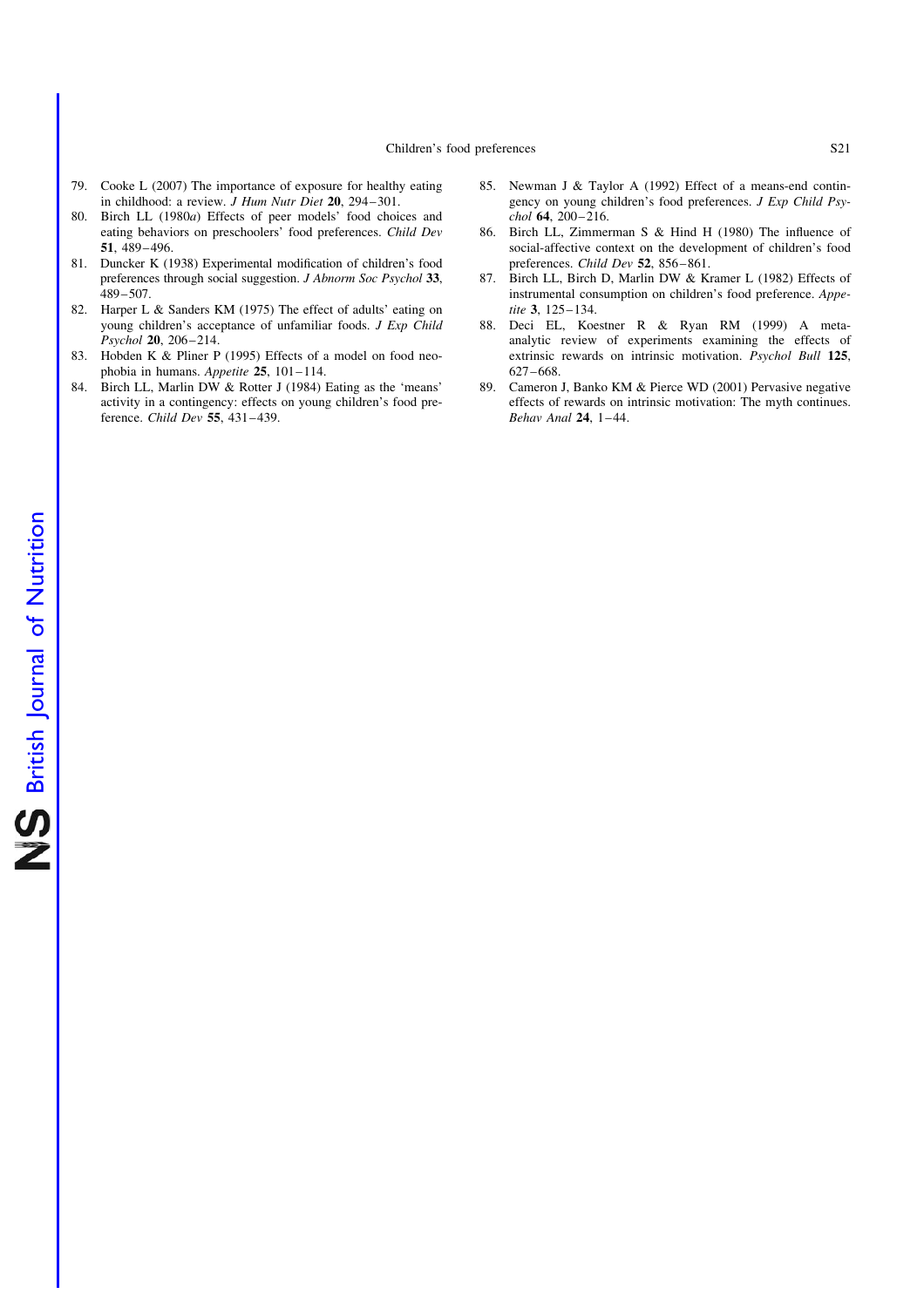79. Cooke L (2007) The importance of exposure for healthy eating in childhood: a review. *J Hum Nutr Diet* **20**, 294–301.
80. Birch LL (1980*a*) Effects of peer models' food choices and eating behaviors on preschoolers' food preferences. *Child Dev* **51**, 489–496.
81. Duncker K (1938) Experimental modification of children's food preferences through social suggestion. *J Abnorm Soc Psychol* **33**, 489–507.
82. Harper L & Sanders KM (1975) The effect of adults' eating on young children's acceptance of unfamiliar foods. *J Exp Child Psychol* **20**, 206–214.
83. Hobden K & Pliner P (1995) Effects of a model on food neophobia in humans. *Appetite* **25**, 101–114.
84. Birch LL, Marlin DW & Rotter J (1984) Eating as the 'means' activity in a contingency: effects on young children's food preference. *Child Dev* **55**, 431–439.
85. Newman J & Taylor A (1992) Effect of a means-end contingency on young children's food preferences. *J Exp Child Psychol* **64**, 200–216.
86. Birch LL, Zimmerman S & Hind H (1980) The influence of social-affective context on the development of children's food preferences. *Child Dev* **52**, 856–861.
87. Birch LL, Birch D, Marlin DW & Kramer L (1982) Effects of instrumental consumption on children's food preference. *Appetite* **3**, 125–134.
88. Deci EL, Koestner R & Ryan RM (1999) A meta-analytic review of experiments examining the effects of extrinsic rewards on intrinsic motivation. *Psychol Bull* **125**, 627–668.
89. Cameron J, Banko KM & Pierce WD (2001) Pervasive negative effects of rewards on intrinsic motivation: The myth continues. *Behav Anal* **24**, 1–44.